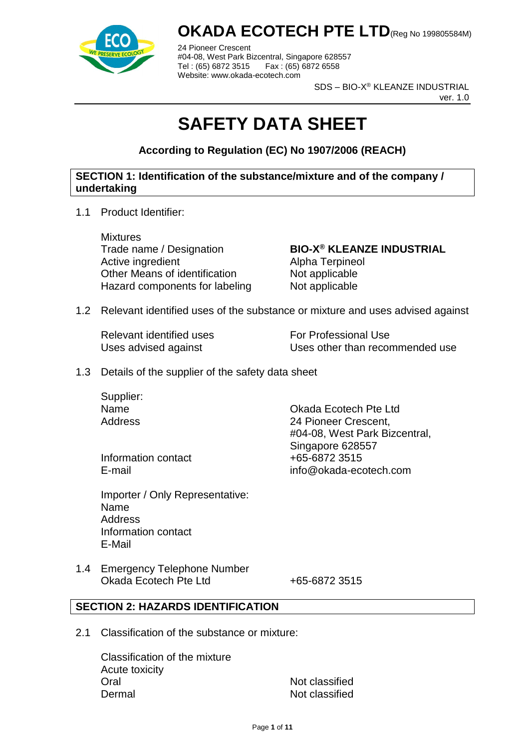# OKADA ECOTECH PTE LTD (Reg No 199805584M)

24 Pioneer Crescent
#04-08, West Park Bizcentral, Singapore 628557
Tel : (65) 6872 3515 Fax : (65) 6872 6558
Website: www.okada-ecotech.com

SDS – BIO-X® KLEANZE INDUSTRIAL
ver. 1.0

# SAFETY DATA SHEET

**According to Regulation (EC) No 1907/2006 (REACH)**

## SECTION 1: Identification of the substance/mixture and of the company / undertaking

1.1 Product Identifier:

| | |
|---|---|
| Mixtures | |
| Trade name / Designation | **BIO-X® KLEANZE INDUSTRIAL** |
| Active ingredient | Alpha Terpineol |
| Other Means of identification | Not applicable |
| Hazard components for labeling | Not applicable |

1.2 Relevant identified uses of the substance or mixture and uses advised against

| | |
|---|---|
| Relevant identified uses | For Professional Use |
| Uses advised against | Uses other than recommended use |

1.3 Details of the supplier of the safety data sheet

| | |
|---|---|
| Supplier: | |
| Name | Okada Ecotech Pte Ltd |
| Address | 24 Pioneer Crescent, #04-08, West Park Bizcentral, Singapore 628557 |
| Information contact | +65-6872 3515 |
| E-mail | info@okada-ecotech.com |

Importer / Only Representative:
Name
Address
Information contact
E-Mail

1.4 Emergency Telephone Number

| | |
|---|---|
| Okada Ecotech Pte Ltd | +65-6872 3515 |

## SECTION 2: HAZARDS IDENTIFICATION

2.1 Classification of the substance or mixture:

| | |
|---|---|
| Classification of the mixture | |
| Acute toxicity | |
| Oral | Not classified |
| Dermal | Not classified |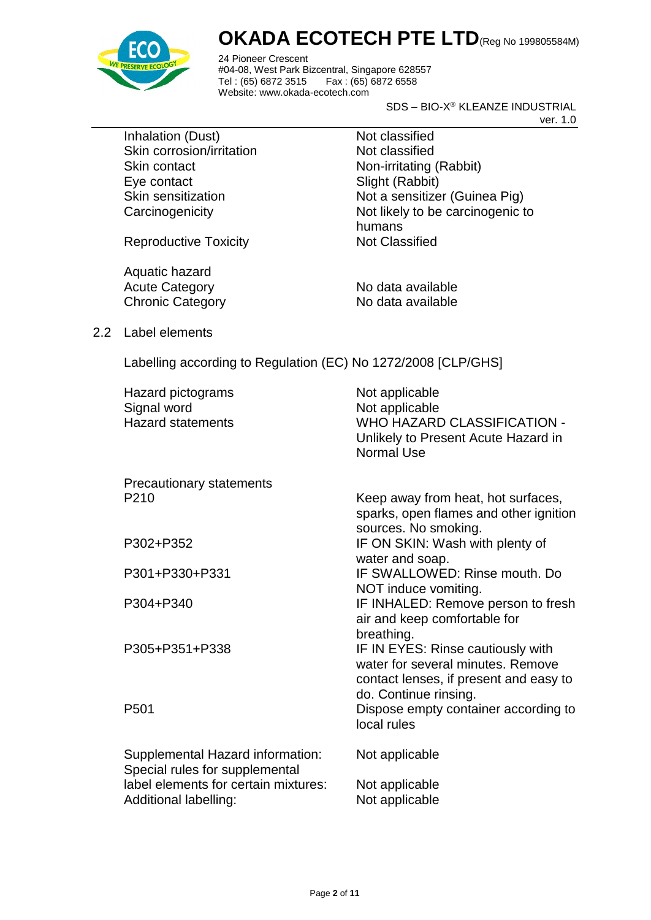| | |
|---|---|
| Inhalation (Dust) | Not classified |
| Skin corrosion/irritation | Not classified |
| Skin contact | Non-irritating (Rabbit) |
| Eye contact | Slight (Rabbit) |
| Skin sensitization | Not a sensitizer (Guinea Pig) |
| Carcinogenicity | Not likely to be carcinogenic to humans |
| Reproductive Toxicity | Not Classified |

Aquatic hazard

| | |
|---|---|
| Acute Category | No data available |
| Chronic Category | No data available |

2.2 Label elements

Labelling according to Regulation (EC) No 1272/2008 [CLP/GHS]

| | |
|---|---|
| Hazard pictograms | Not applicable |
| Signal word | Not applicable |
| Hazard statements | WHO HAZARD CLASSIFICATION - Unlikely to Present Acute Hazard in Normal Use |

Precautionary statements

| | |
|---|---|
| P210 | Keep away from heat, hot surfaces, sparks, open flames and other ignition sources. No smoking. |
| P302+P352 | IF ON SKIN: Wash with plenty of water and soap. |
| P301+P330+P331 | IF SWALLOWED: Rinse mouth. Do NOT induce vomiting. |
| P304+P340 | IF INHALED: Remove person to fresh air and keep comfortable for breathing. |
| P305+P351+P338 | IF IN EYES: Rinse cautiously with water for several minutes. Remove contact lenses, if present and easy to do. Continue rinsing. |
| P501 | Dispose empty container according to local rules |

| | |
|---|---|
| Supplemental Hazard information: | Not applicable |
| Special rules for supplemental label elements for certain mixtures: | Not applicable |
| Additional labelling: | Not applicable |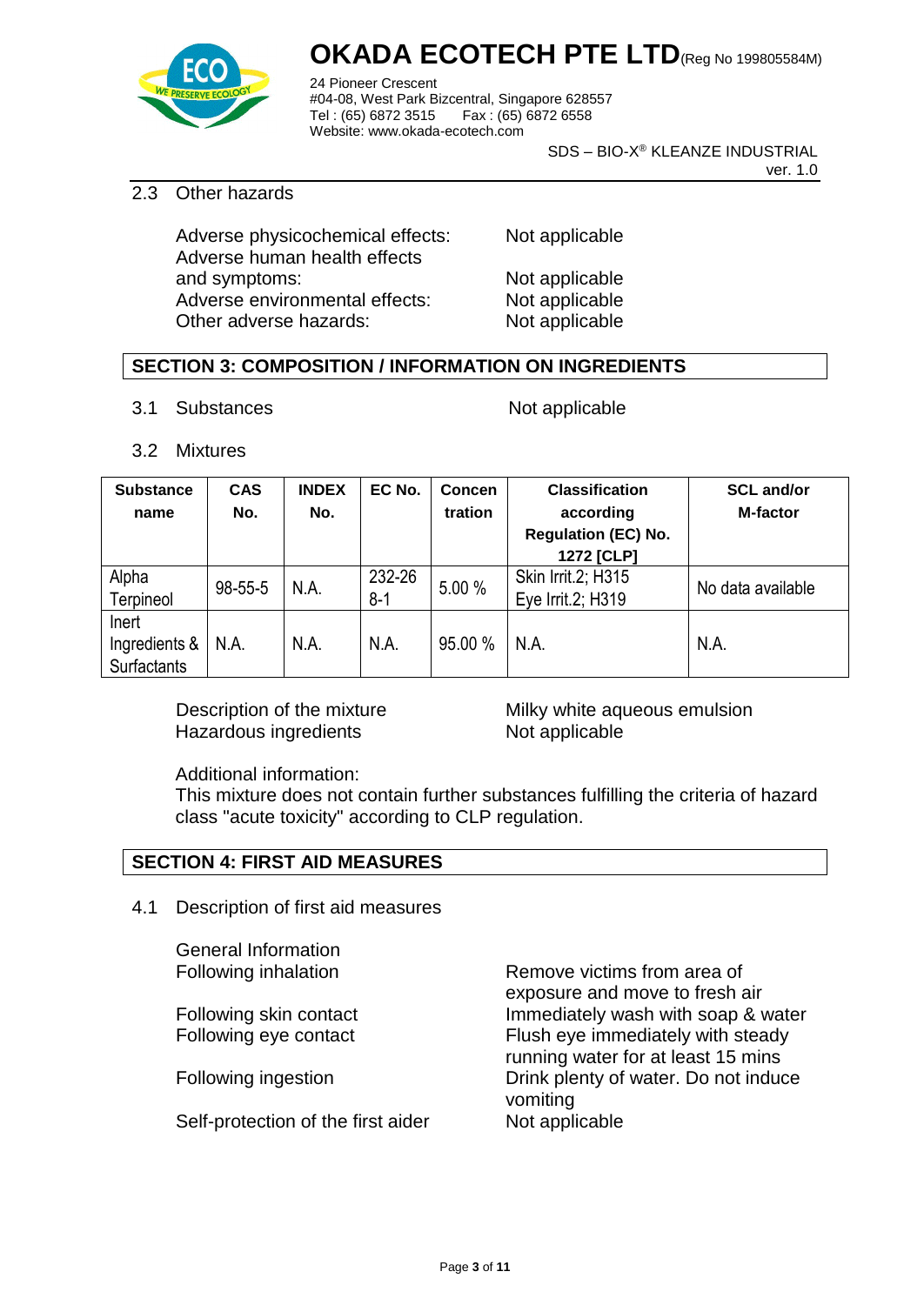2.3 Other hazards

| | |
|---|---|
| Adverse physicochemical effects: | Not applicable |
| Adverse human health effects and symptoms: | Not applicable |
| Adverse environmental effects: | Not applicable |
| Other adverse hazards: | Not applicable |

## SECTION 3: COMPOSITION / INFORMATION ON INGREDIENTS

3.1 Substances — Not applicable

3.2 Mixtures

| Substance name | CAS No. | INDEX No. | EC No. | Concentration | Classification according Regulation (EC) No. 1272 [CLP] | SCL and/or M-factor |
|---|---|---|---|---|---|---|
| Alpha Terpineol | 98-55-5 | N.A. | 232-268-1 | 5.00 % | Skin Irrit.2; H315 Eye Irrit.2; H319 | No data available |
| Inert Ingredients & Surfactants | N.A. | N.A. | N.A. | 95.00 % | N.A. | N.A. |

| | |
|---|---|
| Description of the mixture | Milky white aqueous emulsion |
| Hazardous ingredients | Not applicable |

Additional information:
This mixture does not contain further substances fulfilling the criteria of hazard class "acute toxicity" according to CLP regulation.

## SECTION 4: FIRST AID MEASURES

4.1 Description of first aid measures

General Information

| | |
|---|---|
| Following inhalation | Remove victims from area of exposure and move to fresh air |
| Following skin contact | Immediately wash with soap & water |
| Following eye contact | Flush eye immediately with steady running water for at least 15 mins |
| Following ingestion | Drink plenty of water. Do not induce vomiting |
| Self-protection of the first aider | Not applicable |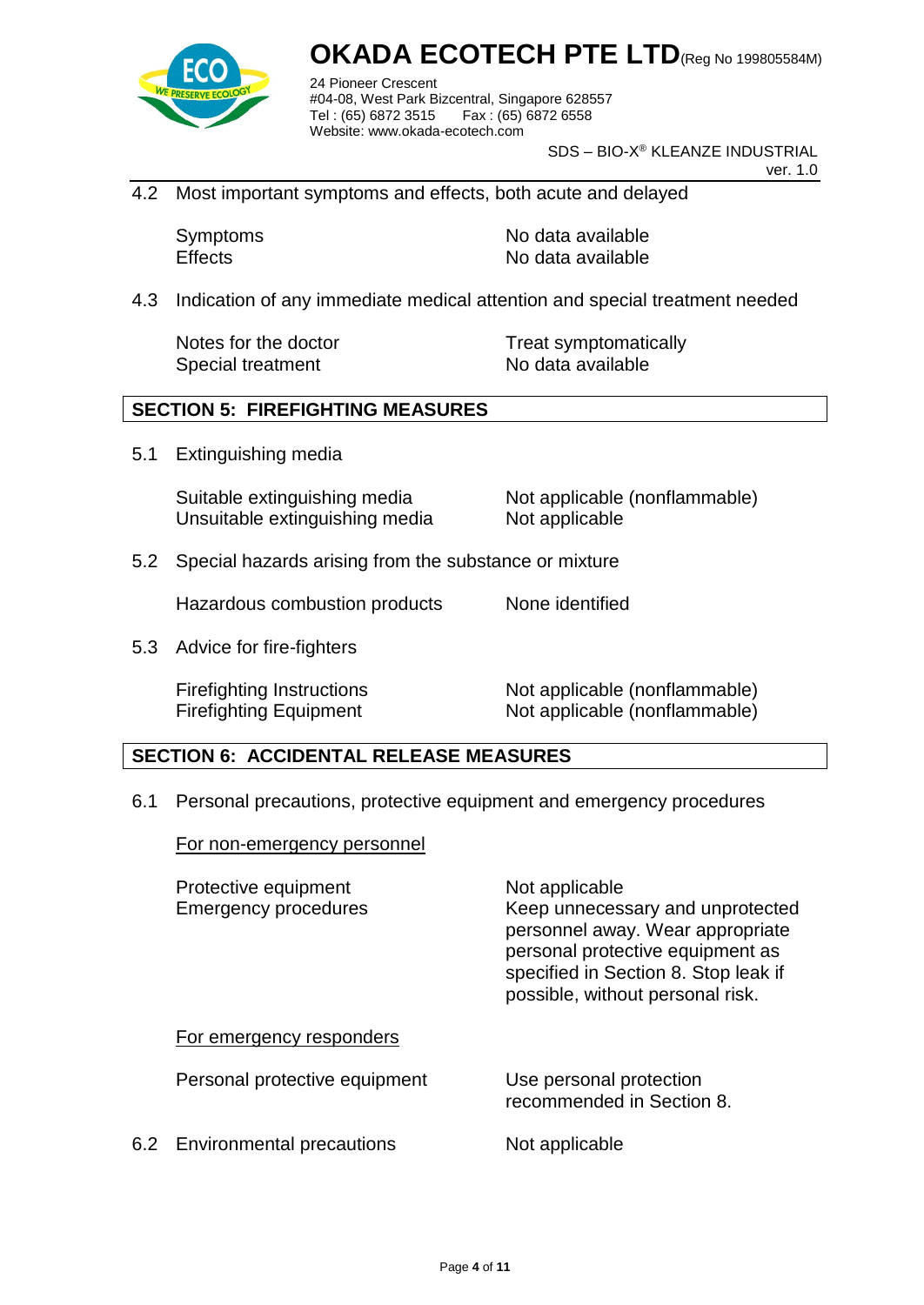4.2 Most important symptoms and effects, both acute and delayed

| | |
|---|---|
| Symptoms | No data available |
| Effects | No data available |

4.3 Indication of any immediate medical attention and special treatment needed

| | |
|---|---|
| Notes for the doctor | Treat symptomatically |
| Special treatment | No data available |

## SECTION 5: FIREFIGHTING MEASURES

5.1 Extinguishing media

| | |
|---|---|
| Suitable extinguishing media | Not applicable (nonflammable) |
| Unsuitable extinguishing media | Not applicable |

5.2 Special hazards arising from the substance or mixture

| | |
|---|---|
| Hazardous combustion products | None identified |

5.3 Advice for fire-fighters

| | |
|---|---|
| Firefighting Instructions | Not applicable (nonflammable) |
| Firefighting Equipment | Not applicable (nonflammable) |

## SECTION 6: ACCIDENTAL RELEASE MEASURES

6.1 Personal precautions, protective equipment and emergency procedures

For non-emergency personnel

| | |
|---|---|
| Protective equipment | Not applicable |
| Emergency procedures | Keep unnecessary and unprotected personnel away. Wear appropriate personal protective equipment as specified in Section 8. Stop leak if possible, without personal risk. |

For emergency responders

| | |
|---|---|
| Personal protective equipment | Use personal protection recommended in Section 8. |

6.2 Environmental precautions — Not applicable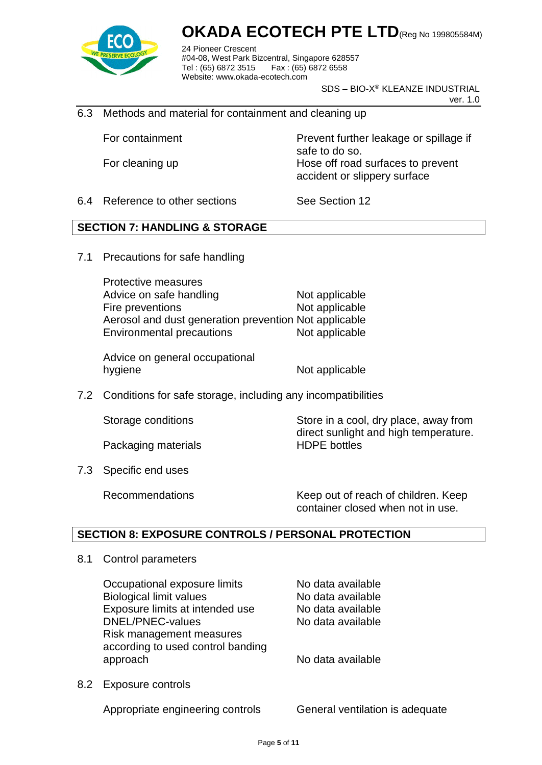6.3 Methods and material for containment and cleaning up

| | |
|---|---|
| For containment | Prevent further leakage or spillage if safe to do so. |
| For cleaning up | Hose off road surfaces to prevent accident or slippery surface |

6.4 Reference to other sections — See Section 12

## SECTION 7: HANDLING & STORAGE

7.1 Precautions for safe handling

| | |
|---|---|
| Protective measures | |
| Advice on safe handling | Not applicable |
| Fire preventions | Not applicable |
| Aerosol and dust generation prevention | Not applicable |
| Environmental precautions | Not applicable |
| Advice on general occupational hygiene | Not applicable |

7.2 Conditions for safe storage, including any incompatibilities

| | |
|---|---|
| Storage conditions | Store in a cool, dry place, away from direct sunlight and high temperature. |
| Packaging materials | HDPE bottles |

7.3 Specific end uses

| | |
|---|---|
| Recommendations | Keep out of reach of children. Keep container closed when not in use. |

## SECTION 8: EXPOSURE CONTROLS / PERSONAL PROTECTION

8.1 Control parameters

| | |
|---|---|
| Occupational exposure limits | No data available |
| Biological limit values | No data available |
| Exposure limits at intended use | No data available |
| DNEL/PNEC-values | No data available |
| Risk management measures according to used control banding approach | No data available |

8.2 Exposure controls

| | |
|---|---|
| Appropriate engineering controls | General ventilation is adequate |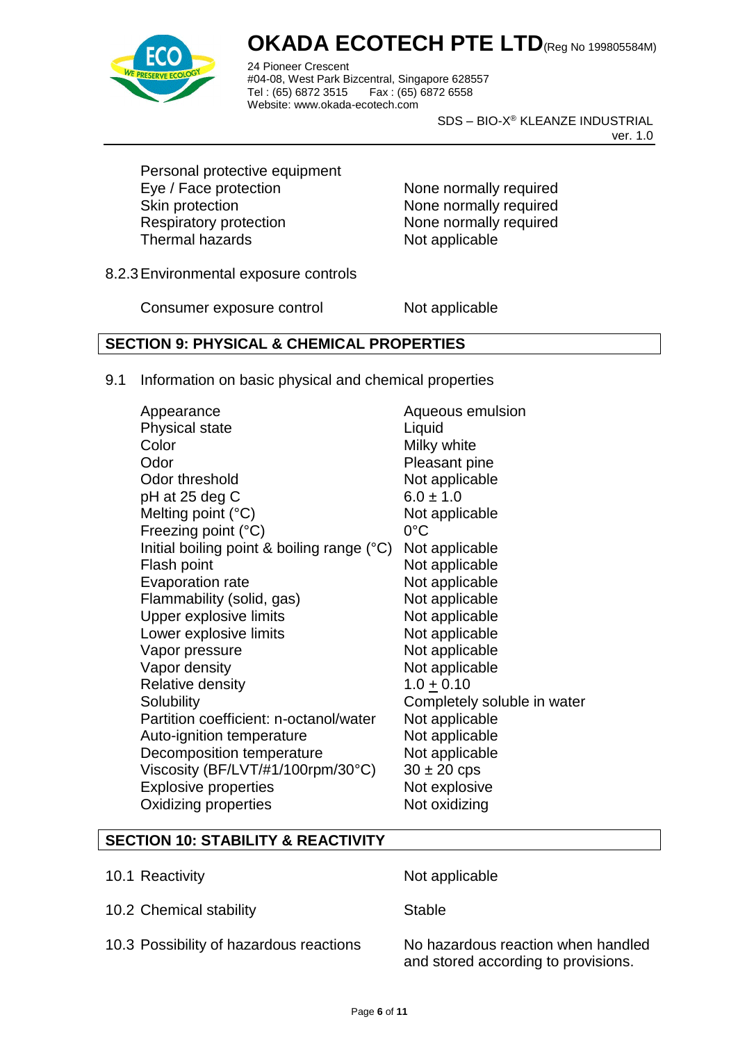Personal protective equipment

| | |
|---|---|
| Eye / Face protection | None normally required |
| Skin protection | None normally required |
| Respiratory protection | None normally required |
| Thermal hazards | Not applicable |

8.2.3 Environmental exposure controls

| | |
|---|---|
| Consumer exposure control | Not applicable |

## SECTION 9: PHYSICAL & CHEMICAL PROPERTIES

9.1 Information on basic physical and chemical properties

| | |
|---|---|
| Appearance | Aqueous emulsion |
| Physical state | Liquid |
| Color | Milky white |
| Odor | Pleasant pine |
| Odor threshold | Not applicable |
| pH at 25 deg C | 6.0 ± 1.0 |
| Melting point (°C) | Not applicable |
| Freezing point (°C) | 0°C |
| Initial boiling point & boiling range (°C) | Not applicable |
| Flash point | Not applicable |
| Evaporation rate | Not applicable |
| Flammability (solid, gas) | Not applicable |
| Upper explosive limits | Not applicable |
| Lower explosive limits | Not applicable |
| Vapor pressure | Not applicable |
| Vapor density | Not applicable |
| Relative density | 1.0 ± 0.10 |
| Solubility | Completely soluble in water |
| Partition coefficient: n-octanol/water | Not applicable |
| Auto-ignition temperature | Not applicable |
| Decomposition temperature | Not applicable |
| Viscosity (BF/LVT/#1/100rpm/30°C) | 30 ± 20 cps |
| Explosive properties | Not explosive |
| Oxidizing properties | Not oxidizing |

## SECTION 10: STABILITY & REACTIVITY

| | |
|---|---|
| 10.1 Reactivity | Not applicable |
| 10.2 Chemical stability | Stable |
| 10.3 Possibility of hazardous reactions | No hazardous reaction when handled and stored according to provisions. |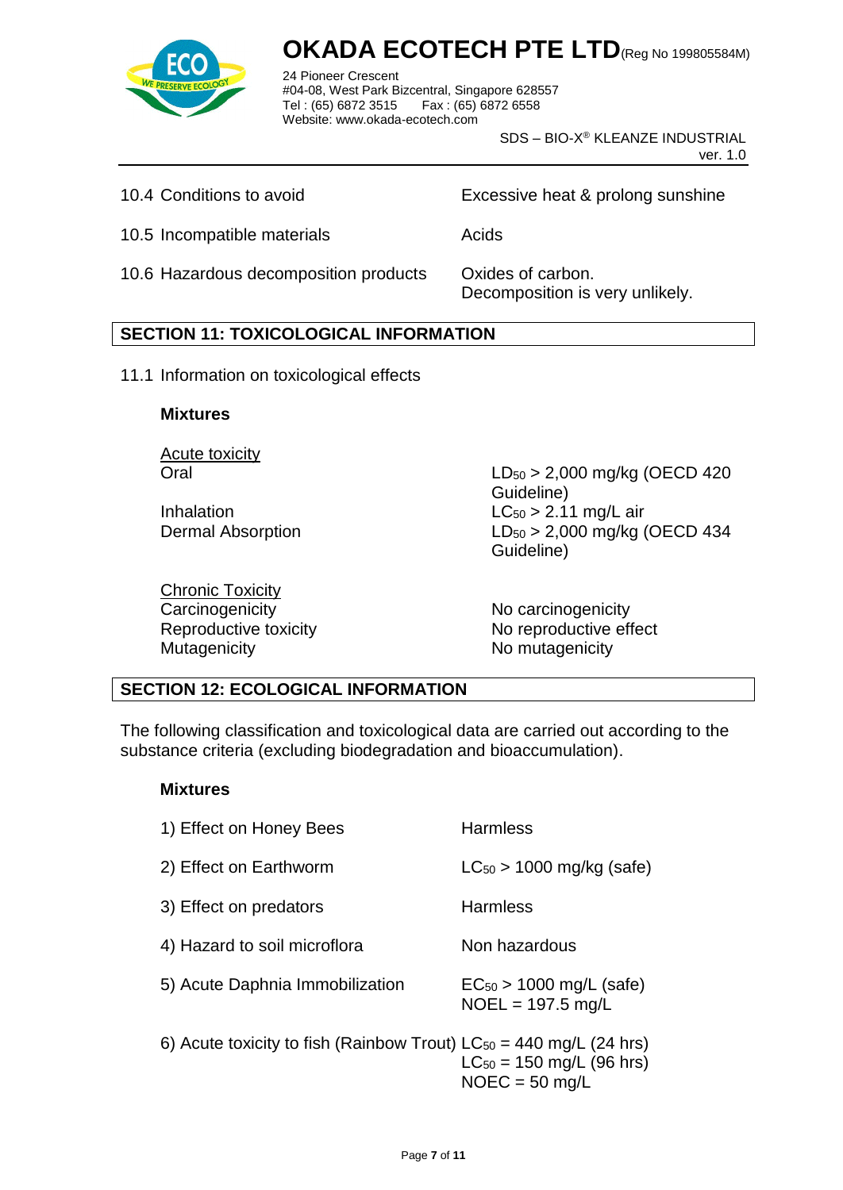| | |
|---|---|
| 10.4 Conditions to avoid | Excessive heat & prolong sunshine |
| 10.5 Incompatible materials | Acids |
| 10.6 Hazardous decomposition products | Oxides of carbon. Decomposition is very unlikely. |

## SECTION 11: TOXICOLOGICAL INFORMATION

11.1 Information on toxicological effects

**Mixtures**

Acute toxicity

| | |
|---|---|
| Oral | $LD_{50}$ > 2,000 mg/kg (OECD 420 Guideline) |
| Inhalation | $LC_{50}$ > 2.11 mg/L air |
| Dermal Absorption | $LD_{50}$ > 2,000 mg/kg (OECD 434 Guideline) |

Chronic Toxicity

| | |
|---|---|
| Carcinogenicity | No carcinogenicity |
| Reproductive toxicity | No reproductive effect |
| Mutagenicity | No mutagenicity |

## SECTION 12: ECOLOGICAL INFORMATION

The following classification and toxicological data are carried out according to the substance criteria (excluding biodegradation and bioaccumulation).

**Mixtures**

| | |
|---|---|
| 1) Effect on Honey Bees | Harmless |
| 2) Effect on Earthworm | $LC_{50}$ > 1000 mg/kg (safe) |
| 3) Effect on predators | Harmless |
| 4) Hazard to soil microflora | Non hazardous |
| 5) Acute Daphnia Immobilization | $EC_{50}$ > 1000 mg/L (safe)<br>NOEL = 197.5 mg/L |
| 6) Acute toxicity to fish (Rainbow Trout) | $LC_{50}$ = 440 mg/L (24 hrs)<br>$LC_{50}$ = 150 mg/L (96 hrs)<br>NOEC = 50 mg/L |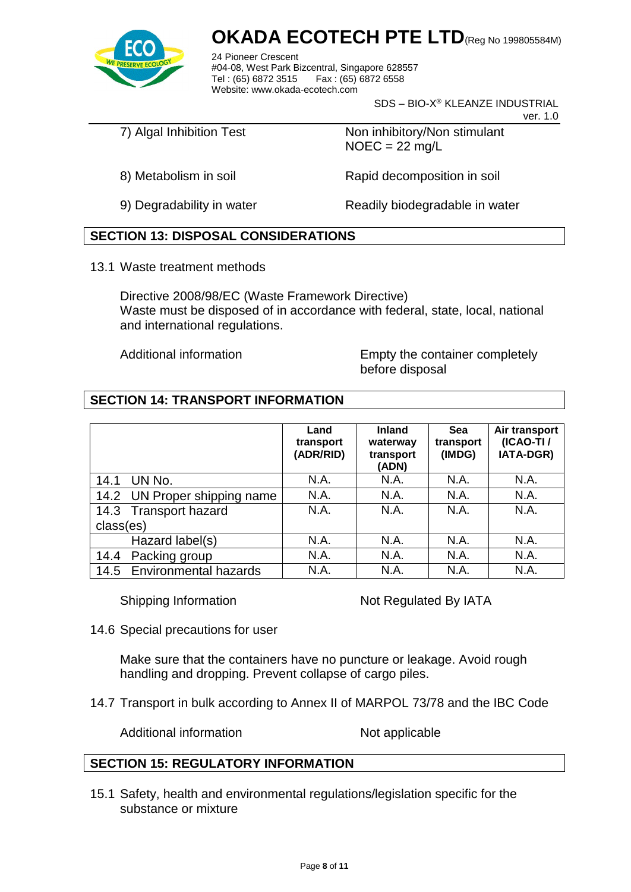| | |
|---|---|
| 7) Algal Inhibition Test | Non inhibitory/Non stimulant<br>NOEC = 22 mg/L |
| 8) Metabolism in soil | Rapid decomposition in soil |
| 9) Degradability in water | Readily biodegradable in water |

## SECTION 13: DISPOSAL CONSIDERATIONS

13.1 Waste treatment methods

Directive 2008/98/EC (Waste Framework Directive)
Waste must be disposed of in accordance with federal, state, local, national and international regulations.

Additional information — Empty the container completely before disposal

## SECTION 14: TRANSPORT INFORMATION

| | Land transport (ADR/RID) | Inland waterway transport (ADN) | Sea transport (IMDG) | Air transport (ICAO-TI / IATA-DGR) |
|---|---|---|---|---|
| 14.1 UN No. | N.A. | N.A. | N.A. | N.A. |
| 14.2 UN Proper shipping name | N.A. | N.A. | N.A. | N.A. |
| 14.3 Transport hazard class(es) | N.A. | N.A. | N.A. | N.A. |
| Hazard label(s) | N.A. | N.A. | N.A. | N.A. |
| 14.4 Packing group | N.A. | N.A. | N.A. | N.A. |
| 14.5 Environmental hazards | N.A. | N.A. | N.A. | N.A. |

Shipping Information — Not Regulated By IATA

14.6 Special precautions for user

Make sure that the containers have no puncture or leakage. Avoid rough handling and dropping. Prevent collapse of cargo piles.

14.7 Transport in bulk according to Annex II of MARPOL 73/78 and the IBC Code

Additional information — Not applicable

## SECTION 15: REGULATORY INFORMATION

15.1 Safety, health and environmental regulations/legislation specific for the substance or mixture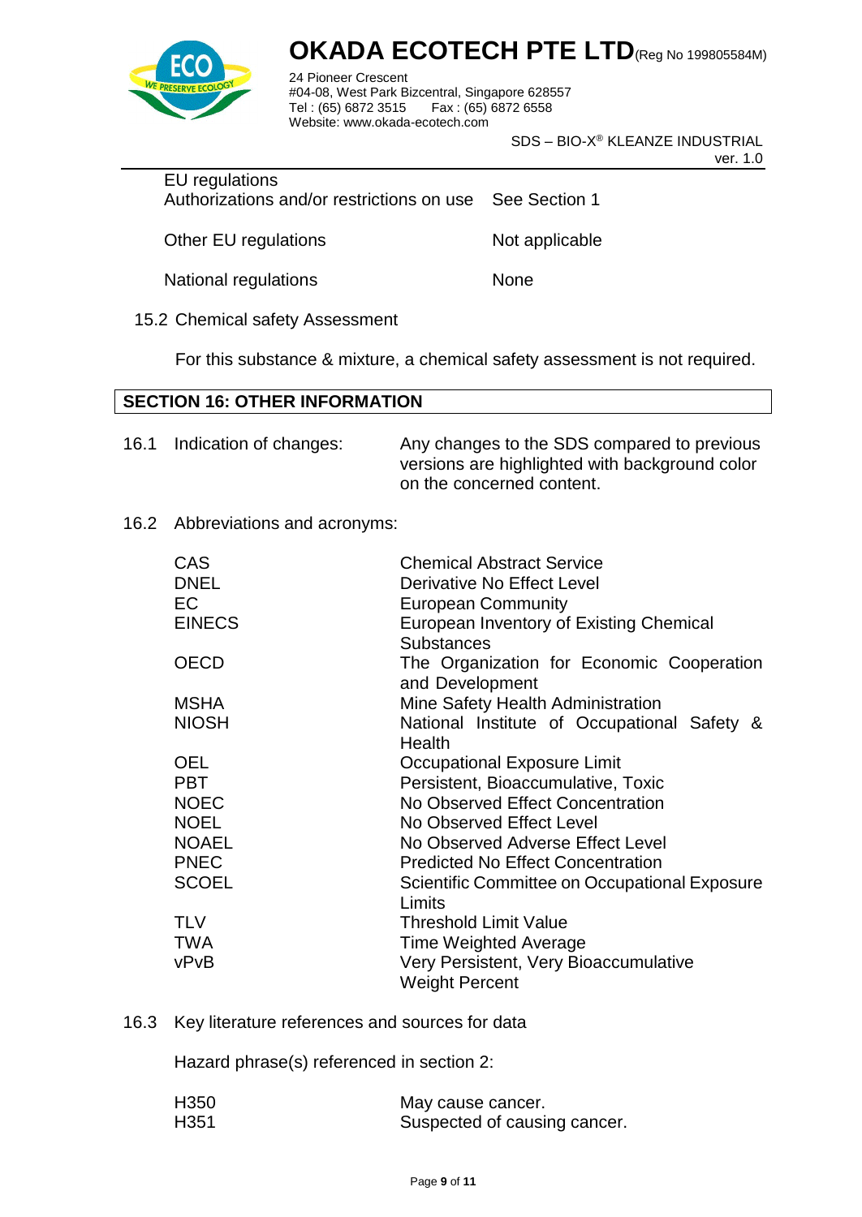| | |
|---|---|
| EU regulations<br>Authorizations and/or restrictions on use | See Section 1 |
| Other EU regulations | Not applicable |
| National regulations | None |

15.2 Chemical safety Assessment

For this substance & mixture, a chemical safety assessment is not required.

## SECTION 16: OTHER INFORMATION

16.1 Indication of changes: Any changes to the SDS compared to previous versions are highlighted with background color on the concerned content.

16.2 Abbreviations and acronyms:

| | |
|---|---|
| CAS | Chemical Abstract Service |
| DNEL | Derivative No Effect Level |
| EC | European Community |
| EINECS | European Inventory of Existing Chemical Substances |
| OECD | The Organization for Economic Cooperation and Development |
| MSHA | Mine Safety Health Administration |
| NIOSH | National Institute of Occupational Safety & Health |
| OEL | Occupational Exposure Limit |
| PBT | Persistent, Bioaccumulative, Toxic |
| NOEC | No Observed Effect Concentration |
| NOEL | No Observed Effect Level |
| NOAEL | No Observed Adverse Effect Level |
| PNEC | Predicted No Effect Concentration |
| SCOEL | Scientific Committee on Occupational Exposure Limits |
| TLV | Threshold Limit Value |
| TWA | Time Weighted Average |
| vPvB | Very Persistent, Very Bioaccumulative<br>Weight Percent |

16.3 Key literature references and sources for data

Hazard phrase(s) referenced in section 2:

| | |
|---|---|
| H350 | May cause cancer. |
| H351 | Suspected of causing cancer. |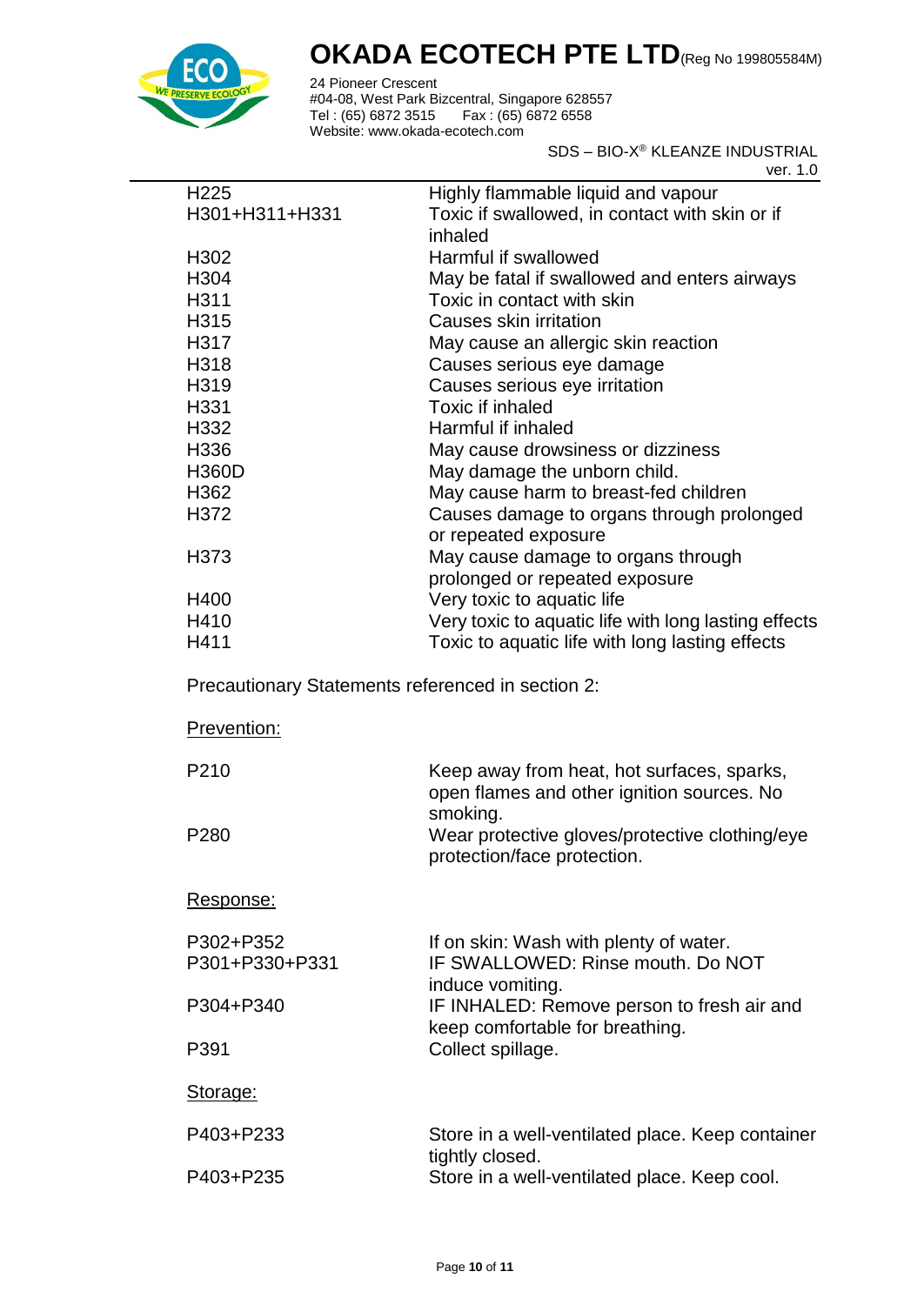| | |
|---|---|
| H225 | Highly flammable liquid and vapour |
| H301+H311+H331 | Toxic if swallowed, in contact with skin or if inhaled |
| H302 | Harmful if swallowed |
| H304 | May be fatal if swallowed and enters airways |
| H311 | Toxic in contact with skin |
| H315 | Causes skin irritation |
| H317 | May cause an allergic skin reaction |
| H318 | Causes serious eye damage |
| H319 | Causes serious eye irritation |
| H331 | Toxic if inhaled |
| H332 | Harmful if inhaled |
| H336 | May cause drowsiness or dizziness |
| H360D | May damage the unborn child. |
| H362 | May cause harm to breast-fed children |
| H372 | Causes damage to organs through prolonged or repeated exposure |
| H373 | May cause damage to organs through prolonged or repeated exposure |
| H400 | Very toxic to aquatic life |
| H410 | Very toxic to aquatic life with long lasting effects |
| H411 | Toxic to aquatic life with long lasting effects |

Precautionary Statements referenced in section 2:

<u>Prevention:</u>

| | |
|---|---|
| P210 | Keep away from heat, hot surfaces, sparks, open flames and other ignition sources. No smoking. |
| P280 | Wear protective gloves/protective clothing/eye protection/face protection. |

<u>Response:</u>

| | |
|---|---|
| P302+P352 | If on skin: Wash with plenty of water. |
| P301+P330+P331 | IF SWALLOWED: Rinse mouth. Do NOT induce vomiting. |
| P304+P340 | IF INHALED: Remove person to fresh air and keep comfortable for breathing. |
| P391 | Collect spillage. |

<u>Storage:</u>

| | |
|---|---|
| P403+P233 | Store in a well-ventilated place. Keep container tightly closed. |
| P403+P235 | Store in a well-ventilated place. Keep cool. |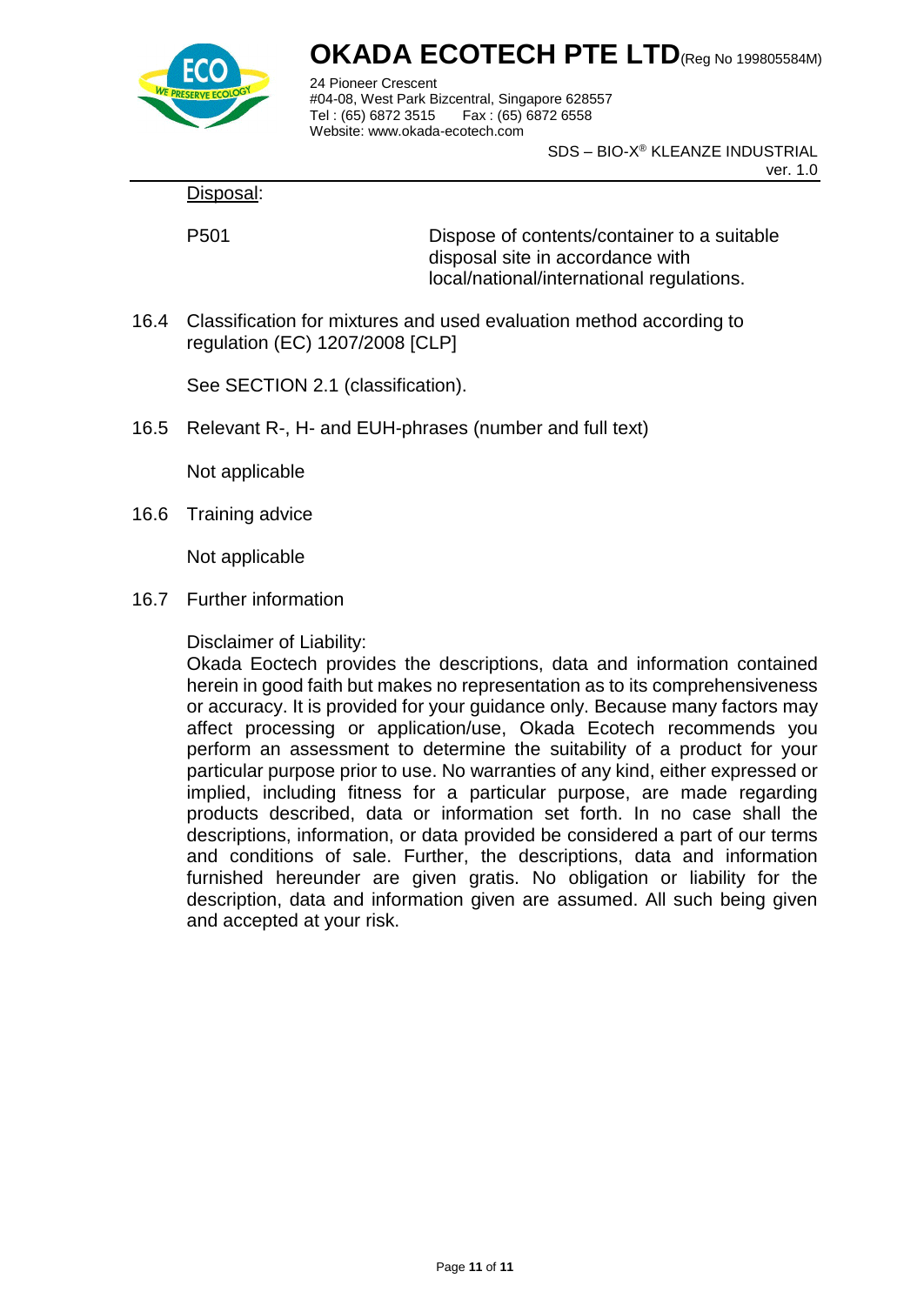Disposal:

| | |
|---|---|
| P501 | Dispose of contents/container to a suitable disposal site in accordance with local/national/international regulations. |

16.4 Classification for mixtures and used evaluation method according to regulation (EC) 1207/2008 [CLP]

See SECTION 2.1 (classification).

16.5 Relevant R-, H- and EUH-phrases (number and full text)

Not applicable

16.6 Training advice

Not applicable

16.7 Further information

Disclaimer of Liability:
Okada Eoctech provides the descriptions, data and information contained herein in good faith but makes no representation as to its comprehensiveness or accuracy. It is provided for your guidance only. Because many factors may affect processing or application/use, Okada Ecotech recommends you perform an assessment to determine the suitability of a product for your particular purpose prior to use. No warranties of any kind, either expressed or implied, including fitness for a particular purpose, are made regarding products described, data or information set forth. In no case shall the descriptions, information, or data provided be considered a part of our terms and conditions of sale. Further, the descriptions, data and information furnished hereunder are given gratis. No obligation or liability for the description, data and information given are assumed. All such being given and accepted at your risk.